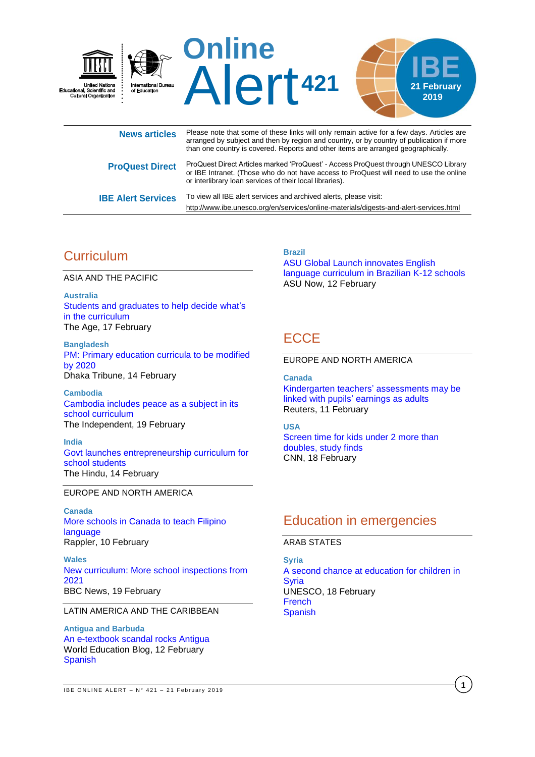United Nations Educational, Scientific and Cultural Organization | International Bureau of Education

# Online Alert 421

**IBE**
**21 February 2019**

| | |
|---|---|
| **News articles** | Please note that some of these links will only remain active for a few days. Articles are arranged by subject and then by region and country, or by country of publication if more than one country is covered. Reports and other items are arranged geographically. |
| **ProQuest Direct** | ProQuest Direct Articles marked 'ProQuest' - Access ProQuest through UNESCO Library or IBE Intranet. (Those who do not have access to ProQuest will need to use the online or interlibrary loan services of their local libraries). |
| **IBE Alert Services** | To view all IBE alert services and archived alerts, please visit: http://www.ibe.unesco.org/en/services/online-materials/digests-and-alert-services.html |

## Curriculum

ASIA AND THE PACIFIC

**Australia**
Students and graduates to help decide what's in the curriculum
The Age, 17 February

**Bangladesh**
PM: Primary education curricula to be modified by 2020
Dhaka Tribune, 14 February

**Cambodia**
Cambodia includes peace as a subject in its school curriculum
The Independent, 19 February

**India**
Govt launches entrepreneurship curriculum for school students
The Hindu, 14 February

EUROPE AND NORTH AMERICA

**Canada**
More schools in Canada to teach Filipino language
Rappler, 10 February

**Wales**
New curriculum: More school inspections from 2021
BBC News, 19 February

LATIN AMERICA AND THE CARIBBEAN

**Antigua and Barbuda**
An e-textbook scandal rocks Antigua
World Education Blog, 12 February
Spanish

**Brazil**
ASU Global Launch innovates English language curriculum in Brazilian K-12 schools
ASU Now, 12 February

## ECCE

EUROPE AND NORTH AMERICA

**Canada**
Kindergarten teachers' assessments may be linked with pupils' earnings as adults
Reuters, 11 February

**USA**
Screen time for kids under 2 more than doubles, study finds
CNN, 18 February

## Education in emergencies

ARAB STATES

**Syria**
A second chance at education for children in Syria
UNESCO, 18 February
French
Spanish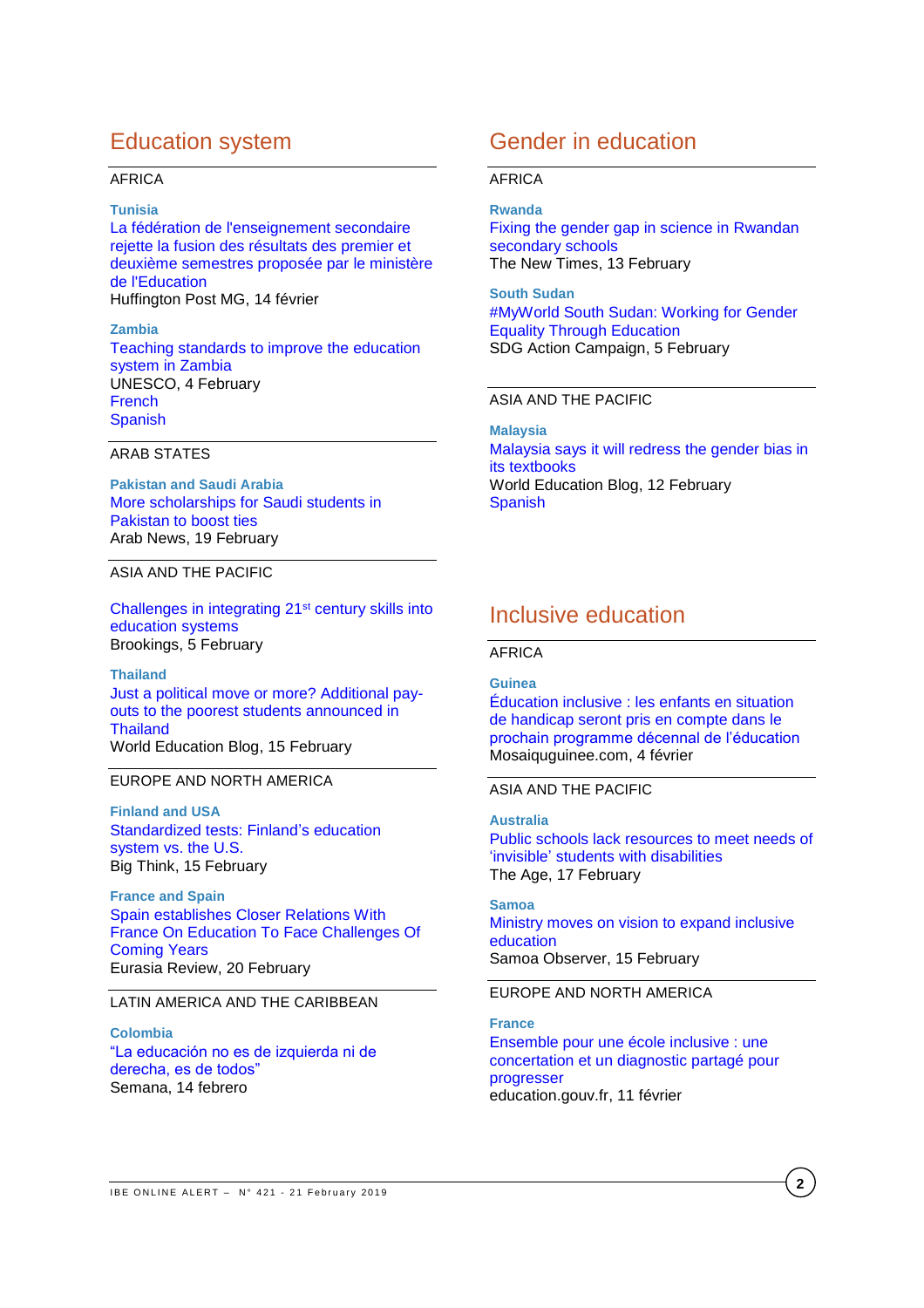## Education system

AFRICA

**Tunisia**
La fédération de l'enseignement secondaire rejette la fusion des résultats des premier et deuxième semestres proposée par le ministère de l'Education
Huffington Post MG, 14 février

**Zambia**
Teaching standards to improve the education system in Zambia
UNESCO, 4 February
French
Spanish

ARAB STATES

**Pakistan and Saudi Arabia**
More scholarships for Saudi students in Pakistan to boost ties
Arab News, 19 February

ASIA AND THE PACIFIC

Challenges in integrating 21st century skills into education systems
Brookings, 5 February

**Thailand**
Just a political move or more? Additional pay-outs to the poorest students announced in Thailand
World Education Blog, 15 February

EUROPE AND NORTH AMERICA

**Finland and USA**
Standardized tests: Finland's education system vs. the U.S.
Big Think, 15 February

**France and Spain**
Spain establishes Closer Relations With France On Education To Face Challenges Of Coming Years
Eurasia Review, 20 February

LATIN AMERICA AND THE CARIBBEAN

**Colombia**
"La educación no es de izquierda ni de derecha, es de todos"
Semana, 14 febrero

## Gender in education

AFRICA

**Rwanda**
Fixing the gender gap in science in Rwandan secondary schools
The New Times, 13 February

**South Sudan**
#MyWorld South Sudan: Working for Gender Equality Through Education
SDG Action Campaign, 5 February

ASIA AND THE PACIFIC

**Malaysia**
Malaysia says it will redress the gender bias in its textbooks
World Education Blog, 12 February
Spanish

## Inclusive education

AFRICA

**Guinea**
Éducation inclusive : les enfants en situation de handicap seront pris en compte dans le prochain programme décennal de l'éducation
Mosaiquguinee.com, 4 février

ASIA AND THE PACIFIC

**Australia**
Public schools lack resources to meet needs of 'invisible' students with disabilities
The Age, 17 February

**Samoa**
Ministry moves on vision to expand inclusive education
Samoa Observer, 15 February

EUROPE AND NORTH AMERICA

**France**
Ensemble pour une école inclusive : une concertation et un diagnostic partagé pour progresser
education.gouv.fr, 11 février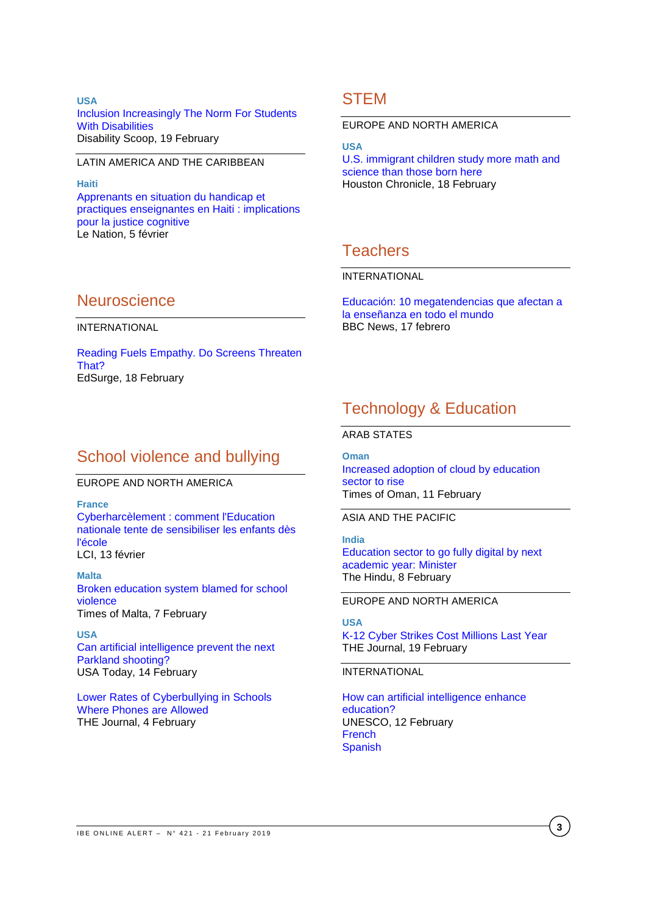**USA**

Inclusion Increasingly The Norm For Students With Disabilities
Disability Scoop, 19 February

LATIN AMERICA AND THE CARIBBEAN

**Haiti**

Apprenants en situation du handicap et pratiques enseignantes en Haiti : implications pour la justice cognitive
Le Nation, 5 février

## Neuroscience

INTERNATIONAL

Reading Fuels Empathy. Do Screens Threaten That?
EdSurge, 18 February

## School violence and bullying

EUROPE AND NORTH AMERICA

**France**

Cyberharcèlement : comment l'Education nationale tente de sensibiliser les enfants dès l'école
LCI, 13 février

**Malta**

Broken education system blamed for school violence
Times of Malta, 7 February

**USA**

Can artificial intelligence prevent the next Parkland shooting?
USA Today, 14 February

Lower Rates of Cyberbullying in Schools Where Phones are Allowed
THE Journal, 4 February

## STEM

EUROPE AND NORTH AMERICA

**USA**

U.S. immigrant children study more math and science than those born here
Houston Chronicle, 18 February

## Teachers

INTERNATIONAL

Educación: 10 megatendencias que afectan a la enseñanza en todo el mundo
BBC News, 17 febrero

## Technology & Education

ARAB STATES

**Oman**

Increased adoption of cloud by education sector to rise
Times of Oman, 11 February

ASIA AND THE PACIFIC

**India**

Education sector to go fully digital by next academic year: Minister
The Hindu, 8 February

EUROPE AND NORTH AMERICA

**USA**

K-12 Cyber Strikes Cost Millions Last Year
THE Journal, 19 February

INTERNATIONAL

How can artificial intelligence enhance education?
UNESCO, 12 February
French
Spanish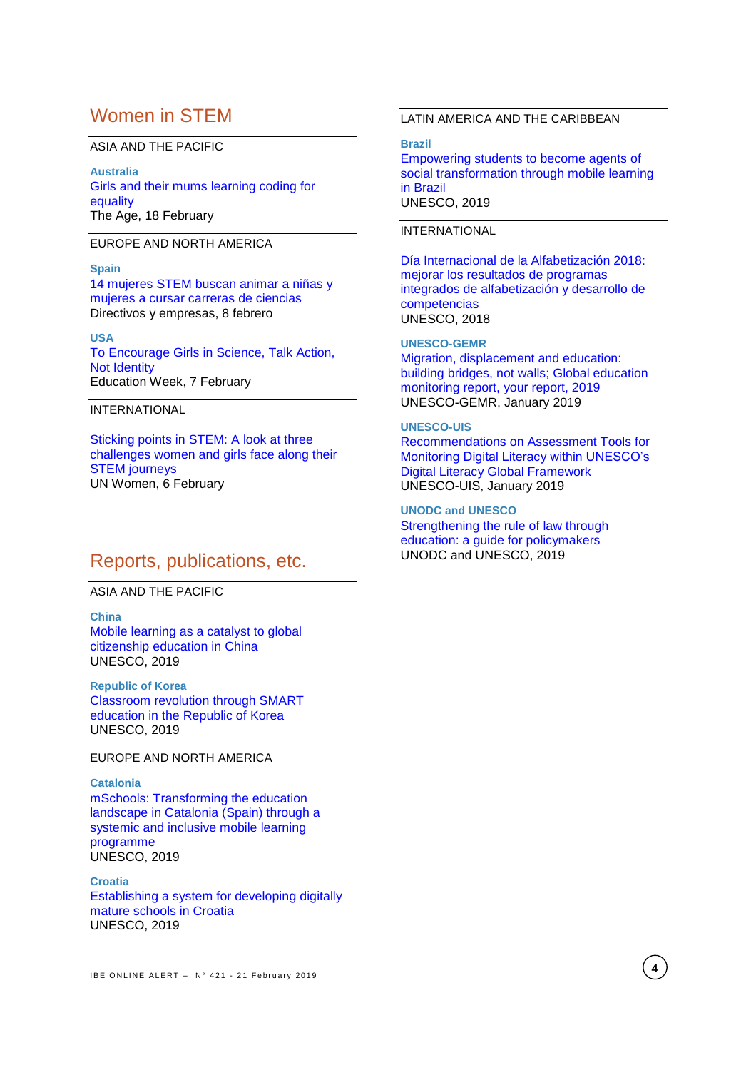## Women in STEM

ASIA AND THE PACIFIC

**Australia**
Girls and their mums learning coding for equality
The Age, 18 February

EUROPE AND NORTH AMERICA

**Spain**
14 mujeres STEM buscan animar a niñas y mujeres a cursar carreras de ciencias
Directivos y empresas, 8 febrero

**USA**
To Encourage Girls in Science, Talk Action, Not Identity
Education Week, 7 February

INTERNATIONAL

Sticking points in STEM: A look at three challenges women and girls face along their STEM journeys
UN Women, 6 February

## Reports, publications, etc.

ASIA AND THE PACIFIC

**China**
Mobile learning as a catalyst to global citizenship education in China
UNESCO, 2019

**Republic of Korea**
Classroom revolution through SMART education in the Republic of Korea
UNESCO, 2019

EUROPE AND NORTH AMERICA

**Catalonia**
mSchools: Transforming the education landscape in Catalonia (Spain) through a systemic and inclusive mobile learning programme
UNESCO, 2019

**Croatia**
Establishing a system for developing digitally mature schools in Croatia
UNESCO, 2019

LATIN AMERICA AND THE CARIBBEAN

**Brazil**
Empowering students to become agents of social transformation through mobile learning in Brazil
UNESCO, 2019

INTERNATIONAL

Día Internacional de la Alfabetización 2018: mejorar los resultados de programas integrados de alfabetización y desarrollo de competencias
UNESCO, 2018

**UNESCO-GEMR**
Migration, displacement and education: building bridges, not walls; Global education monitoring report, your report, 2019
UNESCO-GEMR, January 2019

**UNESCO-UIS**
Recommendations on Assessment Tools for Monitoring Digital Literacy within UNESCO's Digital Literacy Global Framework
UNESCO-UIS, January 2019

**UNODC and UNESCO**
Strengthening the rule of law through education: a guide for policymakers
UNODC and UNESCO, 2019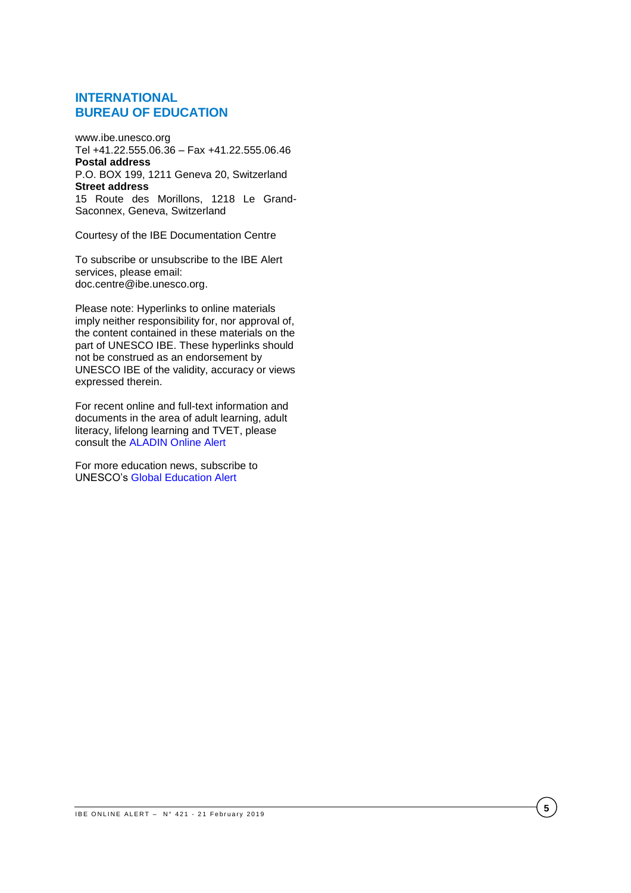## INTERNATIONAL BUREAU OF EDUCATION

www.ibe.unesco.org
Tel +41.22.555.06.36 – Fax +41.22.555.06.46
**Postal address**
P.O. BOX 199, 1211 Geneva 20, Switzerland
**Street address**
15 Route des Morillons, 1218 Le Grand-Saconnex, Geneva, Switzerland

Courtesy of the IBE Documentation Centre

To subscribe or unsubscribe to the IBE Alert services, please email: doc.centre@ibe.unesco.org.

Please note: Hyperlinks to online materials imply neither responsibility for, nor approval of, the content contained in these materials on the part of UNESCO IBE. These hyperlinks should not be construed as an endorsement by UNESCO IBE of the validity, accuracy or views expressed therein.

For recent online and full-text information and documents in the area of adult learning, adult literacy, lifelong learning and TVET, please consult the ALADIN Online Alert

For more education news, subscribe to UNESCO's Global Education Alert